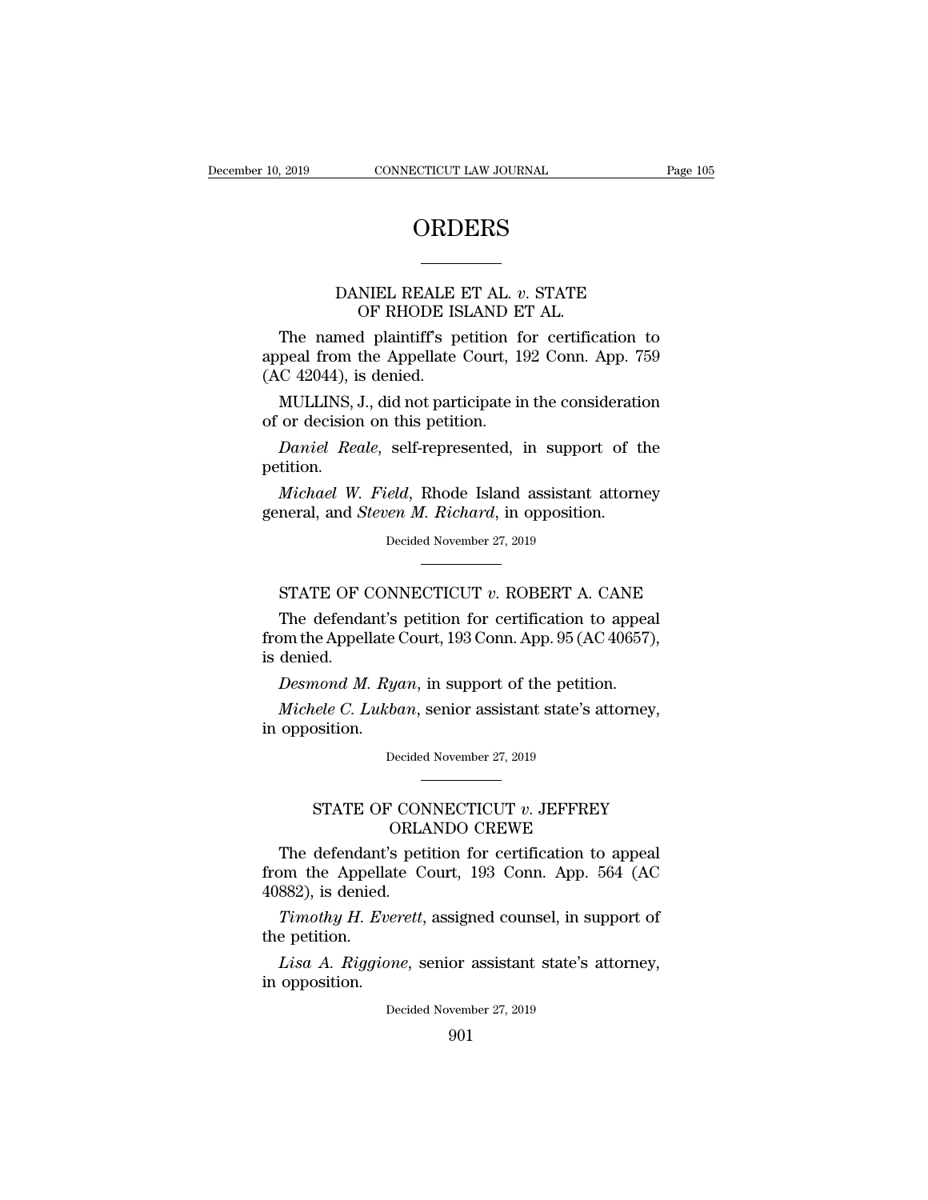# ORDERS

## DANIEL REALE ET AL. *v.* STATE OF RHODE ISLAND ET AL.

The named plaintiff's petition for certification to appeal from the Appellate Court, 192 Conn. App. 759 (AC 42044), is denied.

MULLINS, J., did not participate in the consideration of or decision on this petition.

*Daniel Reale*, self-represented, in support of the petition.

*Michael W. Field*, Rhode Island assistant attorney general, and *Steven M. Richard*, in opposition.

Decided November 27, 2019

## STATE OF CONNECTICUT *v.* ROBERT A. CANE

The defendant's petition for certification to appeal from the Appellate Court, 193 Conn. App. 95 (AC 40657), is denied.

*Desmond M. Ryan*, in support of the petition.

*Michele C. Lukban*, senior assistant state's attorney, in opposition.

Decided November 27, 2019

## STATE OF CONNECTICUT *v.* JEFFREY ORLANDO CREWE

The defendant's petition for certification to appeal from the Appellate Court, 193 Conn. App. 564 (AC 40882), is denied.

*Timothy H. Everett*, assigned counsel, in support of the petition.

*Lisa A. Riggione*, senior assistant state's attorney, in opposition.

Decided November 27, 2019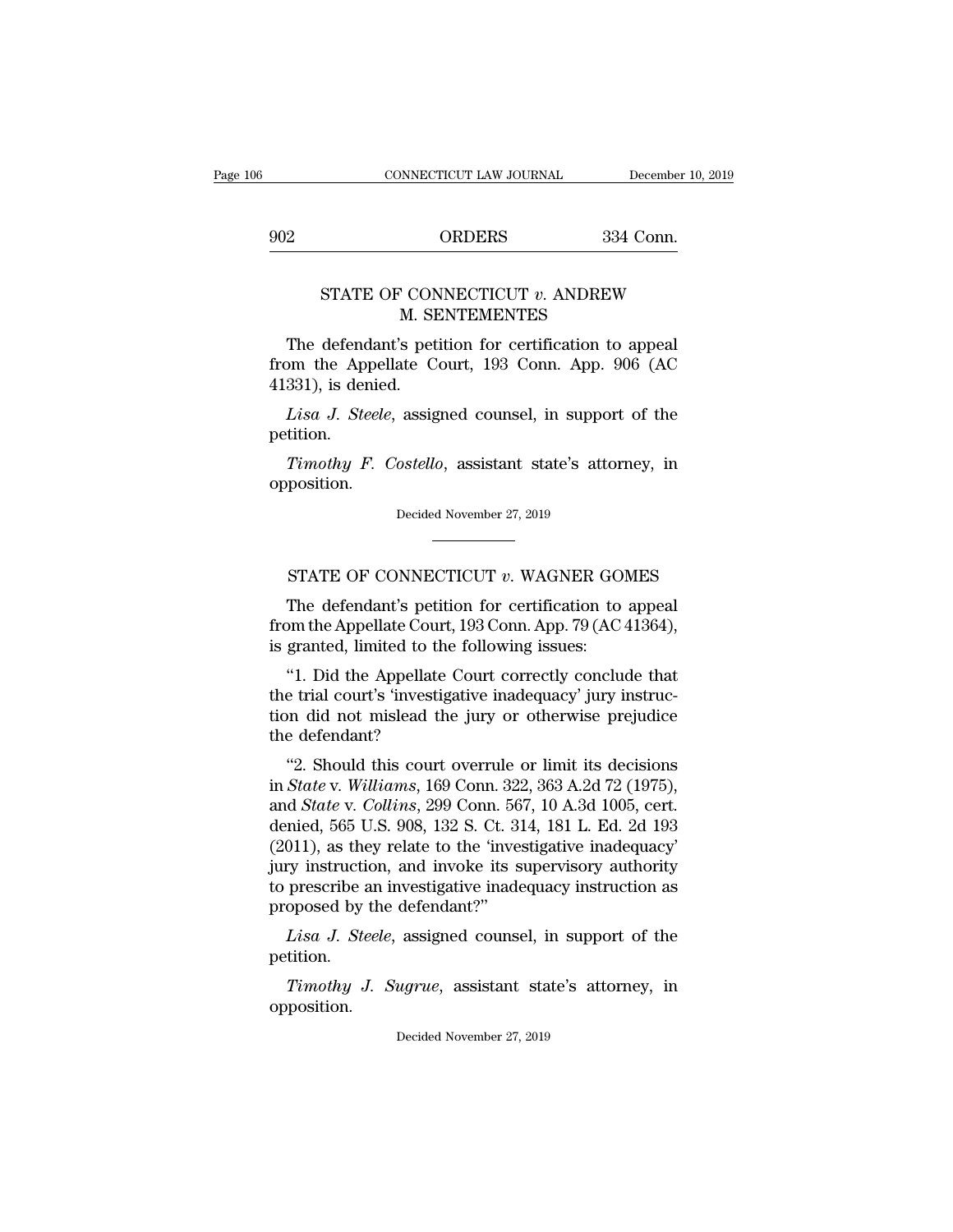## STATE OF CONNECTICUT *v.* ANDREW M. SENTEMENTES

The defendant's petition for certification to appeal from the Appellate Court, 193 Conn. App. 906 (AC 41331), is denied.

*Lisa J. Steele*, assigned counsel, in support of the petition.

*Timothy F. Costello*, assistant state's attorney, in opposition.

Decided November 27, 2019

---

## STATE OF CONNECTICUT *v.* WAGNER GOMES

The defendant's petition for certification to appeal from the Appellate Court, 193 Conn. App. 79 (AC 41364), is granted, limited to the following issues:

"1. Did the Appellate Court correctly conclude that the trial court's 'investigative inadequacy' jury instruction did not mislead the jury or otherwise prejudice the defendant?

"2. Should this court overrule or limit its decisions in *State* v. *Williams*, 169 Conn. 322, 363 A.2d 72 (1975), and *State* v. *Collins*, 299 Conn. 567, 10 A.3d 1005, cert. denied, 565 U.S. 908, 132 S. Ct. 314, 181 L. Ed. 2d 193 (2011), as they relate to the 'investigative inadequacy' jury instruction, and invoke its supervisory authority to prescribe an investigative inadequacy instruction as proposed by the defendant?"

*Lisa J. Steele*, assigned counsel, in support of the petition.

*Timothy J. Sugrue*, assistant state's attorney, in opposition.

Decided November 27, 2019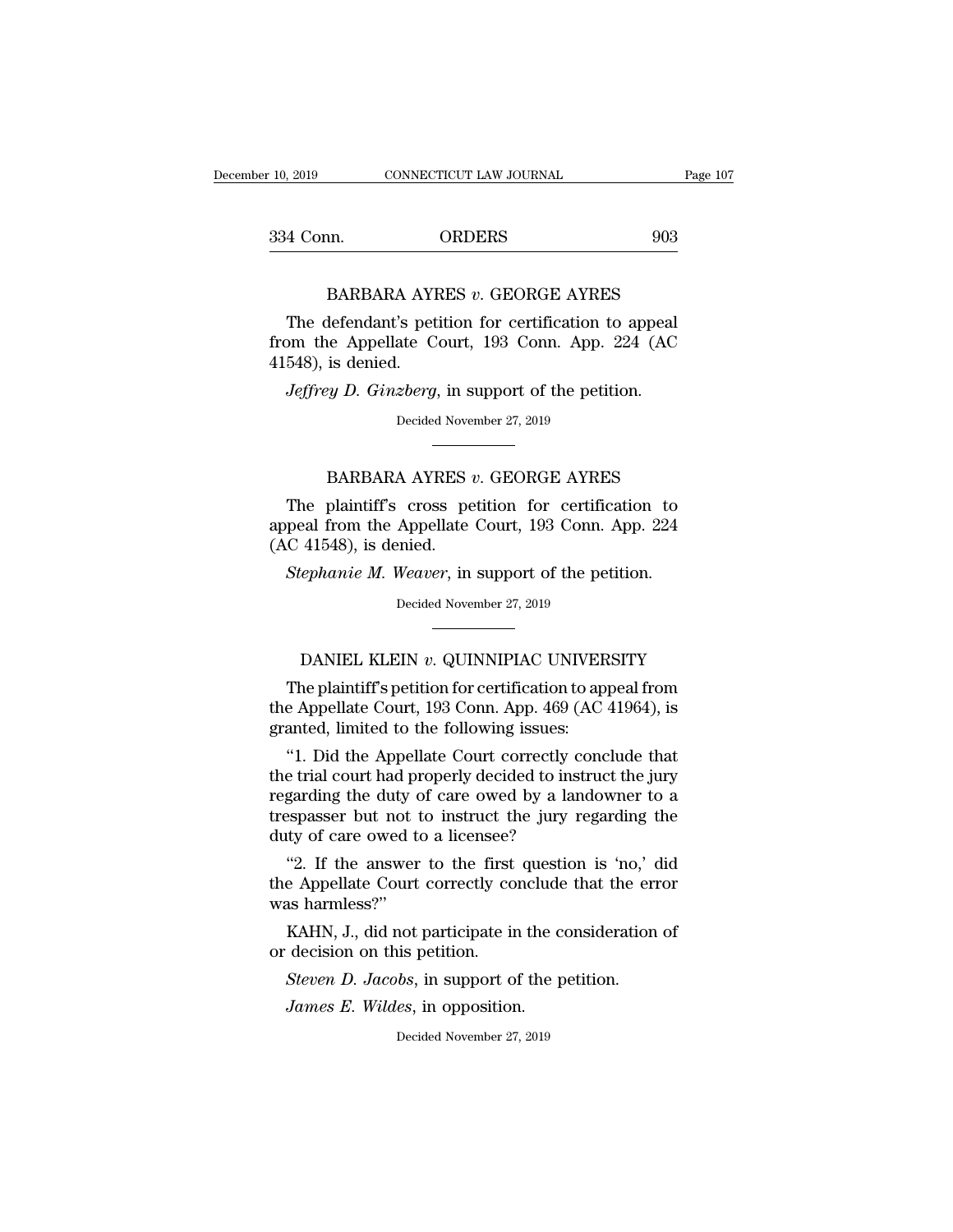BARBARA AYRES *v.* GEORGE AYRES

The defendant's petition for certification to appeal from the Appellate Court, 193 Conn. App. 224 (AC 41548), is denied.

*Jeffrey D. Ginzberg*, in support of the petition.

Decided November 27, 2019

---

BARBARA AYRES *v.* GEORGE AYRES

The plaintiff's cross petition for certification to appeal from the Appellate Court, 193 Conn. App. 224 (AC 41548), is denied.

*Stephanie M. Weaver*, in support of the petition.

Decided November 27, 2019

---

DANIEL KLEIN *v.* QUINNIPIAC UNIVERSITY

The plaintiff's petition for certification to appeal from the Appellate Court, 193 Conn. App. 469 (AC 41964), is granted, limited to the following issues:

"1. Did the Appellate Court correctly conclude that the trial court had properly decided to instruct the jury regarding the duty of care owed by a landowner to a trespasser but not to instruct the jury regarding the duty of care owed to a licensee?

"2. If the answer to the first question is 'no,' did the Appellate Court correctly conclude that the error was harmless?"

KAHN, J., did not participate in the consideration of or decision on this petition.

*Steven D. Jacobs*, in support of the petition.

*James E. Wildes*, in opposition.

Decided November 27, 2019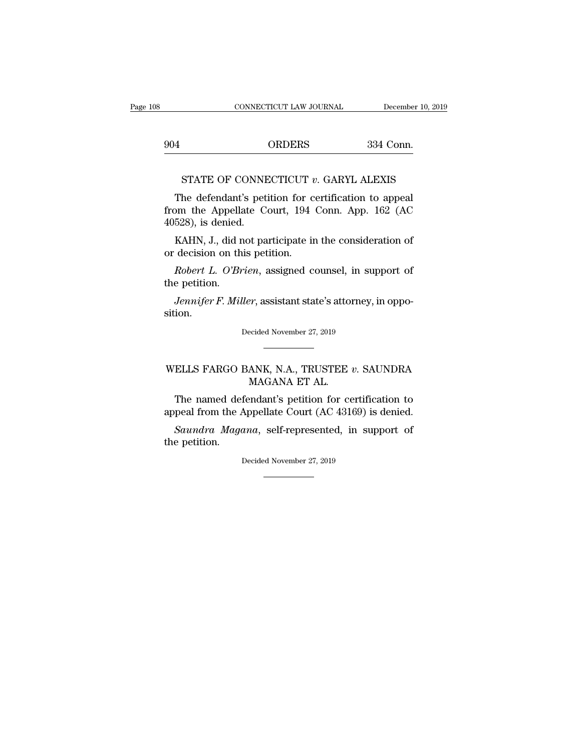STATE OF CONNECTICUT *v.* GARYL ALEXIS

The defendant's petition for certification to appeal from the Appellate Court, 194 Conn. App. 162 (AC 40528), is denied.

KAHN, J., did not participate in the consideration of or decision on this petition.

*Robert L. O'Brien*, assigned counsel, in support of the petition.

*Jennifer F. Miller*, assistant state's attorney, in opposition.

Decided November 27, 2019

WELLS FARGO BANK, N.A., TRUSTEE *v.* SAUNDRA MAGANA ET AL.

The named defendant's petition for certification to appeal from the Appellate Court (AC 43169) is denied.

*Saundra Magana*, self-represented, in support of the petition.

Decided November 27, 2019